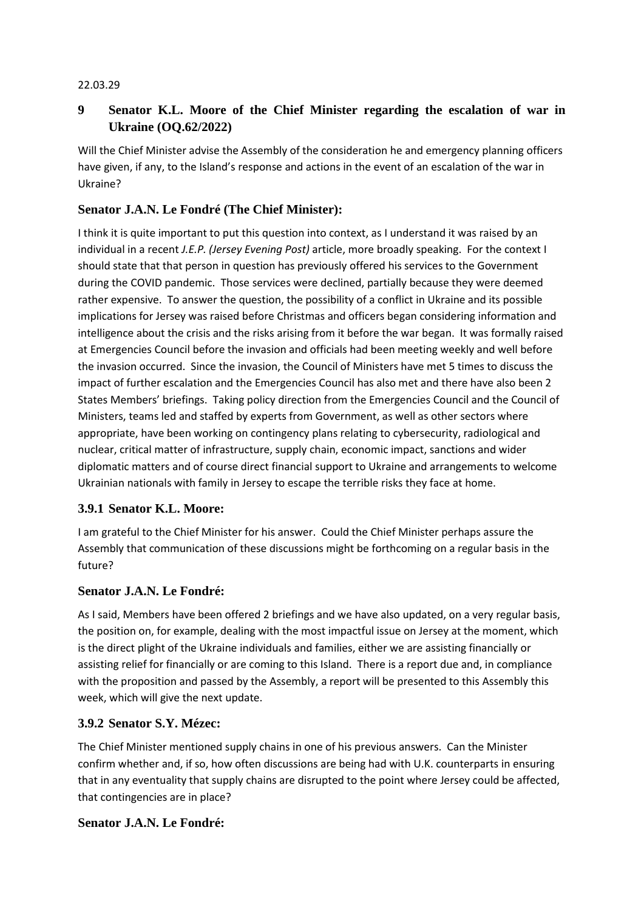22.03.29

## 9 Senator K.L. Moore of the Chief Minister regarding the escalation of war in Ukraine (OQ.62/2022)

Will the Chief Minister advise the Assembly of the consideration he and emergency planning officers have given, if any, to the Island's response and actions in the event of an escalation of the war in Ukraine?

### Senator J.A.N. Le Fondré (The Chief Minister):

I think it is quite important to put this question into context, as I understand it was raised by an individual in a recent *J.E.P. (Jersey Evening Post)* article, more broadly speaking. For the context I should state that that person in question has previously offered his services to the Government during the COVID pandemic. Those services were declined, partially because they were deemed rather expensive. To answer the question, the possibility of a conflict in Ukraine and its possible implications for Jersey was raised before Christmas and officers began considering information and intelligence about the crisis and the risks arising from it before the war began. It was formally raised at Emergencies Council before the invasion and officials had been meeting weekly and well before the invasion occurred. Since the invasion, the Council of Ministers have met 5 times to discuss the impact of further escalation and the Emergencies Council has also met and there have also been 2 States Members' briefings. Taking policy direction from the Emergencies Council and the Council of Ministers, teams led and staffed by experts from Government, as well as other sectors where appropriate, have been working on contingency plans relating to cybersecurity, radiological and nuclear, critical matter of infrastructure, supply chain, economic impact, sanctions and wider diplomatic matters and of course direct financial support to Ukraine and arrangements to welcome Ukrainian nationals with family in Jersey to escape the terrible risks they face at home.

### 3.9.1 Senator K.L. Moore:

I am grateful to the Chief Minister for his answer. Could the Chief Minister perhaps assure the Assembly that communication of these discussions might be forthcoming on a regular basis in the future?

### Senator J.A.N. Le Fondré:

As I said, Members have been offered 2 briefings and we have also updated, on a very regular basis, the position on, for example, dealing with the most impactful issue on Jersey at the moment, which is the direct plight of the Ukraine individuals and families, either we are assisting financially or assisting relief for financially or are coming to this Island. There is a report due and, in compliance with the proposition and passed by the Assembly, a report will be presented to this Assembly this week, which will give the next update.

### 3.9.2 Senator S.Y. Mézec:

The Chief Minister mentioned supply chains in one of his previous answers. Can the Minister confirm whether and, if so, how often discussions are being had with U.K. counterparts in ensuring that in any eventuality that supply chains are disrupted to the point where Jersey could be affected, that contingencies are in place?

### Senator J.A.N. Le Fondré: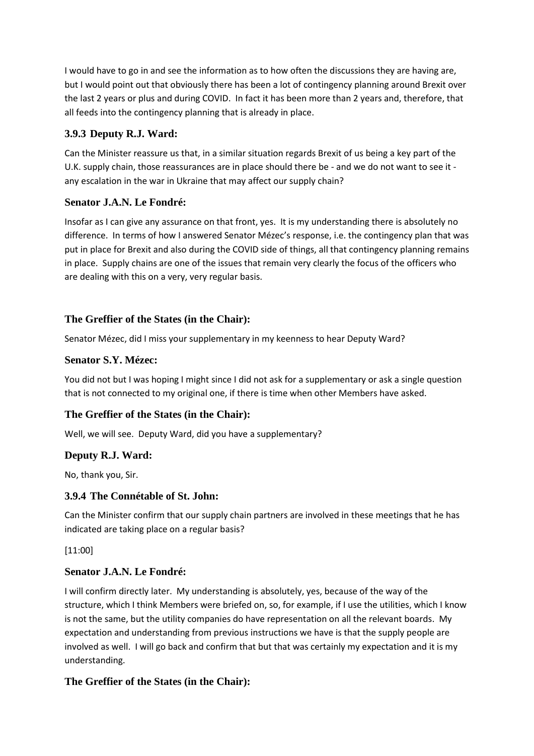I would have to go in and see the information as to how often the discussions they are having are, but I would point out that obviously there has been a lot of contingency planning around Brexit over the last 2 years or plus and during COVID. In fact it has been more than 2 years and, therefore, that all feeds into the contingency planning that is already in place.

### 3.9.3 Deputy R.J. Ward:

Can the Minister reassure us that, in a similar situation regards Brexit of us being a key part of the U.K. supply chain, those reassurances are in place should there be - and we do not want to see it - any escalation in the war in Ukraine that may affect our supply chain?

### Senator J.A.N. Le Fondré:

Insofar as I can give any assurance on that front, yes. It is my understanding there is absolutely no difference. In terms of how I answered Senator Mézec's response, i.e. the contingency plan that was put in place for Brexit and also during the COVID side of things, all that contingency planning remains in place. Supply chains are one of the issues that remain very clearly the focus of the officers who are dealing with this on a very, very regular basis.

### The Greffier of the States (in the Chair):

Senator Mézec, did I miss your supplementary in my keenness to hear Deputy Ward?

### Senator S.Y. Mézec:

You did not but I was hoping I might since I did not ask for a supplementary or ask a single question that is not connected to my original one, if there is time when other Members have asked.

### The Greffier of the States (in the Chair):

Well, we will see. Deputy Ward, did you have a supplementary?

### Deputy R.J. Ward:

No, thank you, Sir.

### 3.9.4 The Connétable of St. John:

Can the Minister confirm that our supply chain partners are involved in these meetings that he has indicated are taking place on a regular basis?

[11:00]

### Senator J.A.N. Le Fondré:

I will confirm directly later. My understanding is absolutely, yes, because of the way of the structure, which I think Members were briefed on, so, for example, if I use the utilities, which I know is not the same, but the utility companies do have representation on all the relevant boards. My expectation and understanding from previous instructions we have is that the supply people are involved as well. I will go back and confirm that but that was certainly my expectation and it is my understanding.

### The Greffier of the States (in the Chair):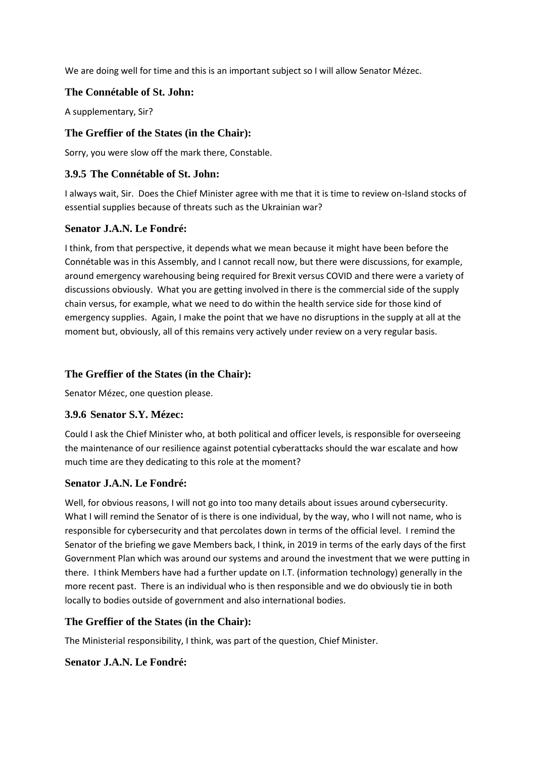We are doing well for time and this is an important subject so I will allow Senator Mézec.

### The Connétable of St. John:

A supplementary, Sir?

### The Greffier of the States (in the Chair):

Sorry, you were slow off the mark there, Constable.

### 3.9.5 The Connétable of St. John:

I always wait, Sir. Does the Chief Minister agree with me that it is time to review on-Island stocks of essential supplies because of threats such as the Ukrainian war?

### Senator J.A.N. Le Fondré:

I think, from that perspective, it depends what we mean because it might have been before the Connétable was in this Assembly, and I cannot recall now, but there were discussions, for example, around emergency warehousing being required for Brexit versus COVID and there were a variety of discussions obviously. What you are getting involved in there is the commercial side of the supply chain versus, for example, what we need to do within the health service side for those kind of emergency supplies. Again, I make the point that we have no disruptions in the supply at all at the moment but, obviously, all of this remains very actively under review on a very regular basis.

### The Greffier of the States (in the Chair):

Senator Mézec, one question please.

### 3.9.6 Senator S.Y. Mézec:

Could I ask the Chief Minister who, at both political and officer levels, is responsible for overseeing the maintenance of our resilience against potential cyberattacks should the war escalate and how much time are they dedicating to this role at the moment?

### Senator J.A.N. Le Fondré:

Well, for obvious reasons, I will not go into too many details about issues around cybersecurity. What I will remind the Senator of is there is one individual, by the way, who I will not name, who is responsible for cybersecurity and that percolates down in terms of the official level. I remind the Senator of the briefing we gave Members back, I think, in 2019 in terms of the early days of the first Government Plan which was around our systems and around the investment that we were putting in there. I think Members have had a further update on I.T. (information technology) generally in the more recent past. There is an individual who is then responsible and we do obviously tie in both locally to bodies outside of government and also international bodies.

### The Greffier of the States (in the Chair):

The Ministerial responsibility, I think, was part of the question, Chief Minister.

### Senator J.A.N. Le Fondré: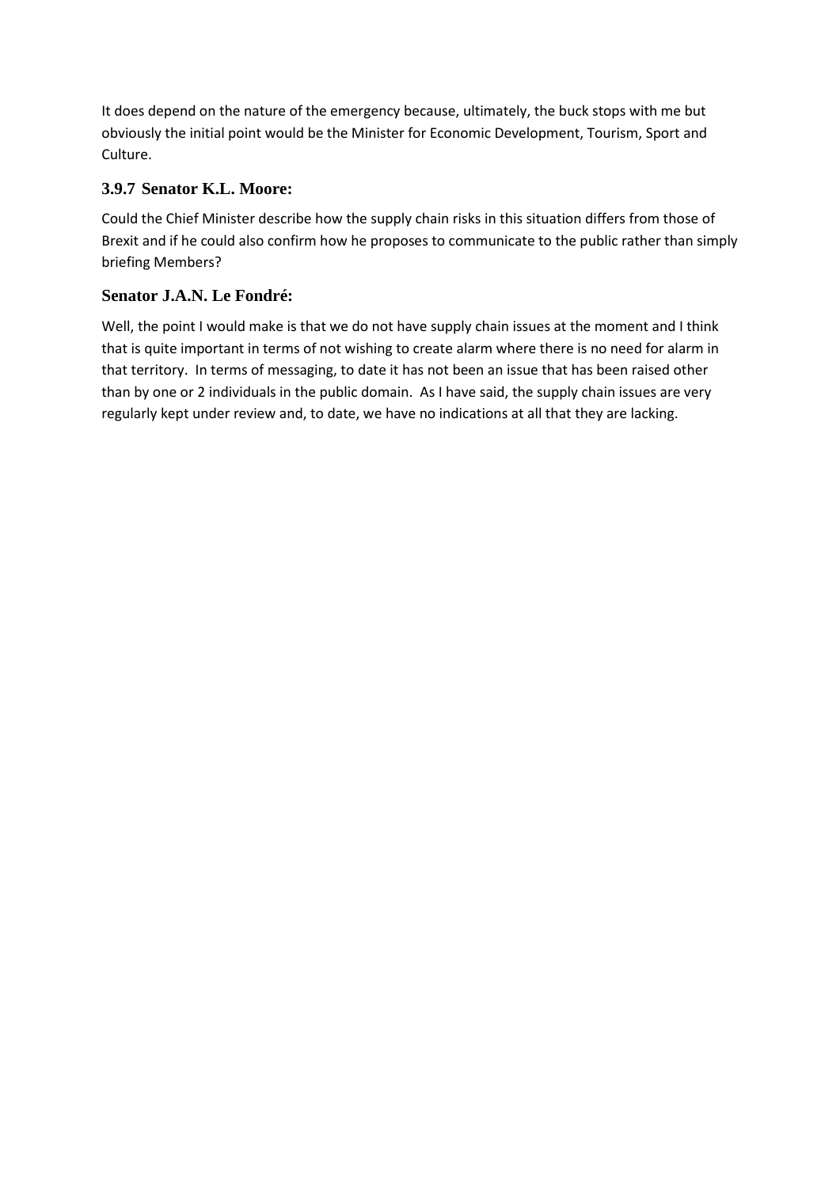It does depend on the nature of the emergency because, ultimately, the buck stops with me but obviously the initial point would be the Minister for Economic Development, Tourism, Sport and Culture.

### 3.9.7 Senator K.L. Moore:

Could the Chief Minister describe how the supply chain risks in this situation differs from those of Brexit and if he could also confirm how he proposes to communicate to the public rather than simply briefing Members?

### Senator J.A.N. Le Fondré:

Well, the point I would make is that we do not have supply chain issues at the moment and I think that is quite important in terms of not wishing to create alarm where there is no need for alarm in that territory. In terms of messaging, to date it has not been an issue that has been raised other than by one or 2 individuals in the public domain. As I have said, the supply chain issues are very regularly kept under review and, to date, we have no indications at all that they are lacking.